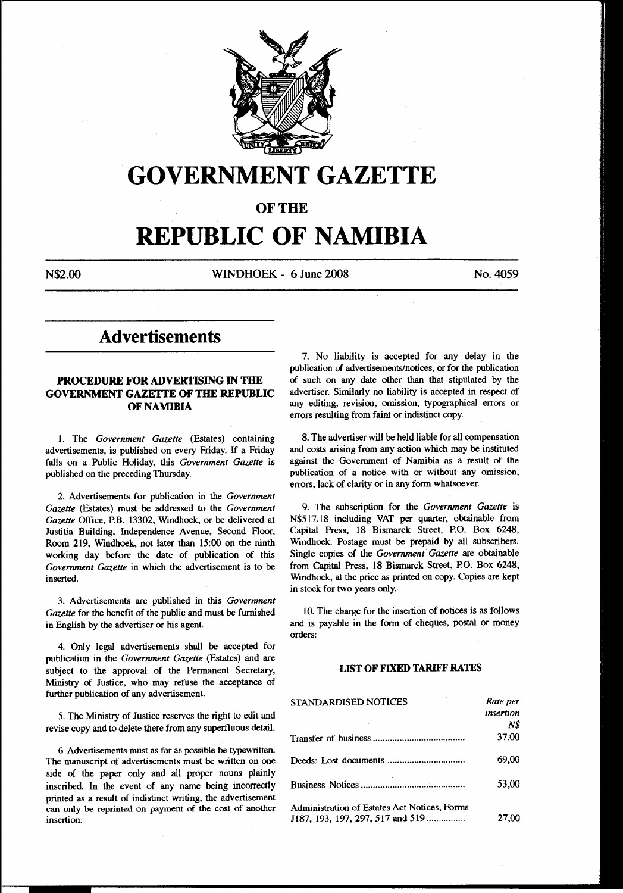# GOVERNMENT GAZETTE

## OF THE

# REPUBLIC OF NAMIBIA

N$2.00 WINDHOEK - 6 June 2008 No. 4059

## Advertisements

### PROCEDURE FOR ADVERTISING IN THE GOVERNMENT GAZETTE OF THE REPUBLIC OF NAMIBIA

1. The *Government Gazette* (Estates) containing advertisements, is published on every Friday. If a Friday falls on a Public Holiday, this *Government Gazette* is published on the preceding Thursday.

2. Advertisements for publication in the *Government Gazette* (Estates) must be addressed to the *Government Gazette* Office, P.B. 13302, Windhoek, or be delivered at Justitia Building, Independence Avenue, Second Floor, Room 219, Windhoek, not later than 15:00 on the ninth working day before the date of publication of this *Government Gazette* in which the advertisement is to be inserted.

3. Advertisements are published in this *Government Gazette* for the benefit of the public and must be furnished in English by the advertiser or his agent.

4. Only legal advertisements shall be accepted for publication in the *Government Gazette* (Estates) and are subject to the approval of the Permanent Secretary, Ministry of Justice, who may refuse the acceptance of further publication of any advertisement.

5. The Ministry of Justice reserves the right to edit and revise copy and to delete there from any superfluous detail.

6. Advertisements must as far as possible be typewritten. The manuscript of advertisements must be written on one side of the paper only and all proper nouns plainly inscribed. In the event of any name being incorrectly printed as a result of indistinct writing, the advertisement can only be reprinted on payment of the cost of another insertion.

7. No liability is accepted for any delay in the publication of advertisements/notices, or for the publication of such on any date other than that stipulated by the advertiser. Similarly no liability is accepted in respect of any editing, revision, omission, typographical errors or errors resulting from faint or indistinct copy.

8. The advertiser will be held liable for all compensation and costs arising from any action which may be instituted against the Government of Namibia as a result of the publication of a notice with or without any omission, errors, lack of clarity or in any form whatsoever.

9. The subscription for the *Government Gazette* is N$517.18 including VAT per quarter, obtainable from Capital Press, 18 Bismarck Street, P.O. Box 6248, Windhoek. Postage must be prepaid by all subscribers. Single copies of the *Government Gazette* are obtainable from Capital Press, 18 Bismarck Street, P.O. Box 6248, Windhoek, at the price as printed on copy. Copies are kept in stock for two years only.

10. The charge for the insertion of notices is as follows and is payable in the form of cheques, postal or money orders:

#### LIST OF FIXED TARIFF RATES

| STANDARDISED NOTICES | *Rate per insertion N$* |
|---|---|
| Transfer of business | 37,00 |
| Deeds: Lost documents | 69,00 |
| Business Notices | 53,00 |
| Administration of Estates Act Notices, Forms J187, 193, 197, 297, 517 and 519 | 27,00 |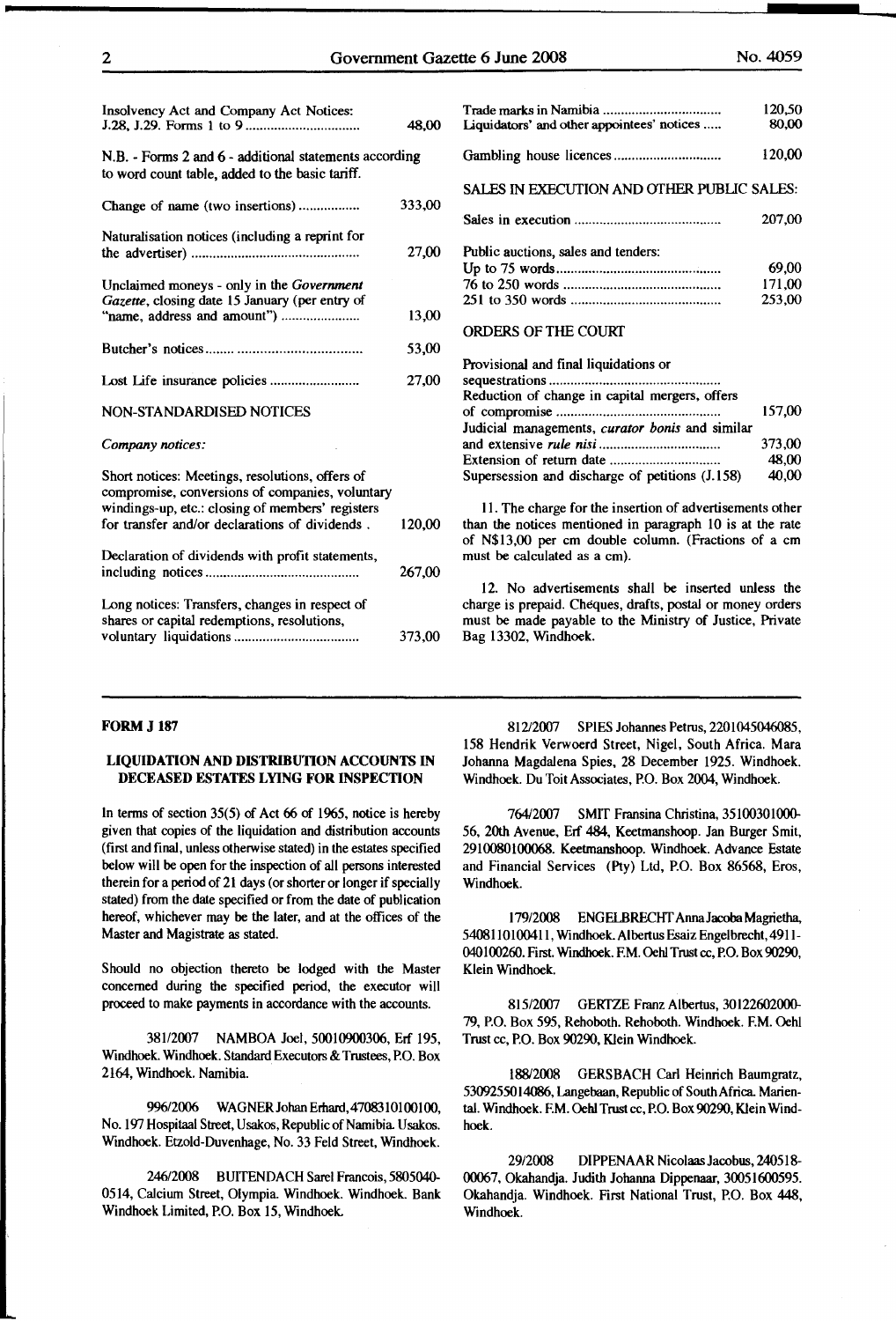| | |
|---|---|
| Insolvency Act and Company Act Notices: J.28, J.29. Forms 1 to 9 | 48,00 |
| N.B. - Forms 2 and 6 - additional statements according to word count table, added to the basic tariff. | |
| Change of name (two insertions) | 333,00 |
| Naturalisation notices (including a reprint for the advertiser) | 27,00 |
| Unclaimed moneys - only in the *Government Gazette*, closing date 15 January (per entry of "name, address and amount") | 13,00 |
| Butcher's notices | 53,00 |
| Lost Life insurance policies | 27,00 |

NON-STANDARDISED NOTICES

*Company notices:*

| | |
|---|---|
| Short notices: Meetings, resolutions, offers of compromise, conversions of companies, voluntary windings-up, etc.: closing of members' registers for transfer and/or declarations of dividends | 120,00 |
| Declaration of dividends with profit statements, including notices | 267,00 |
| Long notices: Transfers, changes in respect of shares or capital redemptions, resolutions, voluntary liquidations | 373,00 |
| Trade marks in Namibia | 120,50 |
| Liquidators' and other appointees' notices | 80,00 |
| Gambling house licences | 120,00 |

SALES IN EXECUTION AND OTHER PUBLIC SALES:

| | |
|---|---|
| Sales in execution | 207,00 |
| Public auctions, sales and tenders: | |
| Up to 75 words | 69,00 |
| 76 to 250 words | 171,00 |
| 251 to 350 words | 253,00 |

ORDERS OF THE COURT

| | |
|---|---|
| Provisional and final liquidations or sequestrations | |
| Reduction of change in capital mergers, offers of compromise | 157,00 |
| Judicial managements, *curator bonis* and similar and extensive *rule nisi* | 373,00 |
| Extension of return date | 48,00 |
| Supersession and discharge of petitions (J.158) | 40,00 |

11. The charge for the insertion of advertisements other than the notices mentioned in paragraph 10 is at the rate of N$13,00 per cm double column. (Fractions of a cm must be calculated as a cm).

12. No advertisements shall be inserted unless the charge is prepaid. Cheques, drafts, postal or money orders must be made payable to the Ministry of Justice, Private Bag 13302, Windhoek.

---

**FORM J 187**

**LIQUIDATION AND DISTRIBUTION ACCOUNTS IN DECEASED ESTATES LYING FOR INSPECTION**

In terms of section 35(5) of Act 66 of 1965, notice is hereby given that copies of the liquidation and distribution accounts (first and final, unless otherwise stated) in the estates specified below will be open for the inspection of all persons interested therein for a period of 21 days (or shorter or longer if specially stated) from the date specified or from the date of publication hereof, whichever may be the later, and at the offices of the Master and Magistrate as stated.

Should no objection thereto be lodged with the Master concerned during the specified period, the executor will proceed to make payments in accordance with the accounts.

381/2007 NAMBOA Joel, 50010900306, Erf 195, Windhoek. Windhoek. Standard Executors & Trustees, P.O. Box 2164, Windhoek. Namibia.

996/2006 WAGNER Johan Erhard, 4708310100100, No. 197 Hospitaal Street, Usakos, Republic of Namibia. Usakos. Windhoek. Etzold-Duvenhage, No. 33 Feld Street, Windhoek.

246/2008 BUITENDACH Sarel Francois, 5805040-0514, Calcium Street, Olympia. Windhoek. Windhoek. Bank Windhoek Limited, P.O. Box 15, Windhoek.

812/2007 SPIES Johannes Petrus, 2201045046085, 158 Hendrik Verwoerd Street, Nigel, South Africa. Mara Johanna Magdalena Spies, 28 December 1925. Windhoek. Windhoek. Du Toit Associates, P.O. Box 2004, Windhoek.

764/2007 SMIT Fransina Christina, 35100301000-56, 20th Avenue, Erf 484, Keetmanshoop. Jan Burger Smit, 2910080100068. Keetmanshoop. Windhoek. Advance Estate and Financial Services (Pty) Ltd, P.O. Box 86568, Eros, Windhoek.

179/2008 ENGELBRECHT Anna Jacoba Magrietha, 5408110100411, Windhoek. Albertus Esaiz Engelbrecht, 4911-040100260. First. Windhoek. F.M. Oehl Trust cc, P.O. Box 90290, Klein Windhoek.

815/2007 GERTZE Franz Albertus, 30122602000-79, P.O. Box 595, Rehoboth. Rehoboth. Windhoek. F.M. Oehl Trust cc, P.O. Box 90290, Klein Windhoek.

188/2008 GERSBACH Carl Heinrich Baumgratz, 5309255014086, Langebaan, Republic of South Africa. Mariental. Windhoek. F.M. Oehl Trust cc, P.O. Box 90290, Klein Windhoek.

29/2008 DIPPENAAR Nicolaas Jacobus, 240518-00067, Okahandja. Judith Johanna Dippenaar, 30051600595. Okahandja. Windhoek. First National Trust, P.O. Box 448, Windhoek.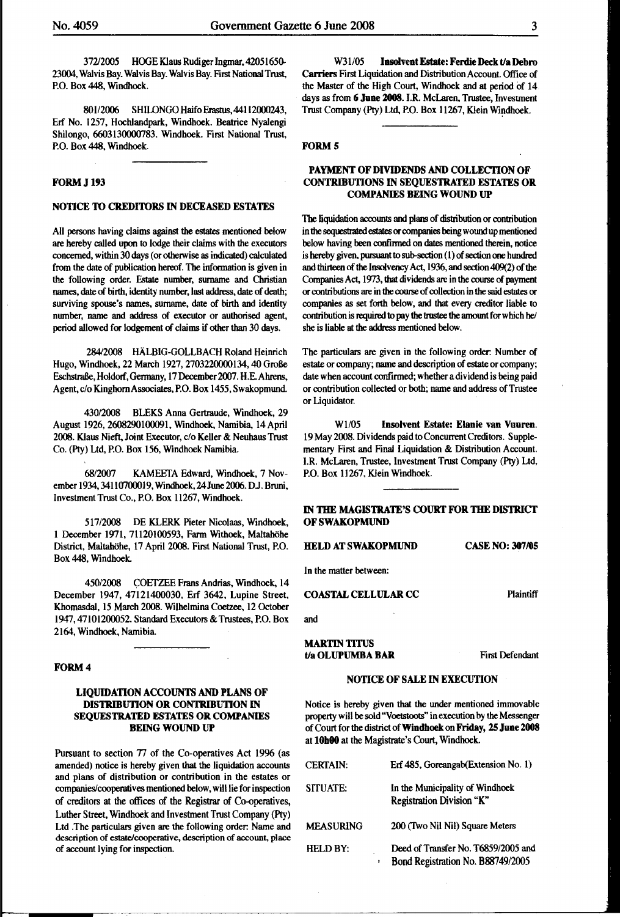372/2005 HOGE Klaus Rudiger Ingmar, 42051650-23004, Walvis Bay. Walvis Bay. First National Trust, P.O. Box 448, Windhoek.

801/2006 SHILONGO Haifo Erastus, 44112000243, Erf No. 1257, Hochlandpark, Windhoek. Beatrice Nyalengi Shilongo, 6603130000783. Windhoek. First National Trust, P.O. Box 448, Windhoek.

---

## FORM J 193

### NOTICE TO CREDITORS IN DECEASED ESTATES

All persons having claims against the estates mentioned below are hereby called upon to lodge their claims with the executors concerned, within 30 days (or otherwise as indicated) calculated from the date of publication hereof. The information is given in the following order. Estate number, surname and Christian names, date of birth, identity number, last address, date of death; surviving spouse's names, surname, date of birth and identity number, name and address of executor or authorised agent, period allowed for lodgement of claims if other than 30 days.

284/2008 HÄLBIG-GOLLBACH Roland Heinrich Hugo, Windhoek, 22 March 1927, 2703220000134, 40 Große Eschstraße, Holdorf, Germany, 17 December 2007. H.E. Ahrens, Agent, c/o Kinghorn Associates, P.O. Box 1455, Swakopmund.

430/2008 BLEKS Anna Gertraude, Windhoek, 29 August 1926, 2608290100091, Windhoek, Namibia, 14 April 2008. Klaus Nieft, Joint Executor, c/o Keller & Neuhaus Trust Co. (Pty) Ltd, P.O. Box 156, Windhoek Namibia.

68/2007 KAMEETA Edward, Windhoek, 7 November 1934, 34110700019, Windhoek, 24 June 2006. D.J. Bruni, Investment Trust Co., P.O. Box 11267, Windhoek.

517/2008 DE KLERK Pieter Nicolaas, Windhoek, 1 December 1971, 71120100593, Farm Withoek, Maltahöhe District, Maltahöhe, 17 April 2008. First National Trust, P.O. Box 448, Windhoek.

450/2008 COETZEE Frans Andrias, Windhoek, 14 December 1947, 47121400030, Erf 3642, Lupine Street, Khomasdal, 15 March 2008. Wilhelmina Coetzee, 12 October 1947, 47101200052. Standard Executors & Trustees, P.O. Box 2164, Windhoek, Namibia.

---

## FORM 4

### LIQUIDATION ACCOUNTS AND PLANS OF DISTRIBUTION OR CONTRIBUTION IN SEQUESTRATED ESTATES OR COMPANIES BEING WOUND UP

Pursuant to section 77 of the Co-operatives Act 1996 (as amended) notice is hereby given that the liquidation accounts and plans of distribution or contribution in the estates or companies/cooperatives mentioned below, will lie for inspection of creditors at the offices of the Registrar of Co-operatives, Luther Street, Windhoek and Investment Trust Company (Pty) Ltd .The particulars given are the following order: Name and description of estate/cooperative, description of account, place of account lying for inspection.

W31/05 **Insolvent Estate: Ferdie Deck t/a Debro Carriers** First Liquidation and Distribution Account. Office of the Master of the High Court, Windhoek and at period of 14 days as from **6 June 2008**. I.R. McLaren, Trustee, Investment Trust Company (Pty) Ltd, P.O. Box 11267, Klein Windhoek.

---

## FORM 5

### PAYMENT OF DIVIDENDS AND COLLECTION OF CONTRIBUTIONS IN SEQUESTRATED ESTATES OR COMPANIES BEING WOUND UP

The liquidation accounts and plans of distribution or contribution in the sequestrated estates or companies being wound up mentioned below having been confirmed on dates mentioned therein, notice is hereby given, pursuant to sub-section (1) of section one hundred and thirteen of the Insolvency Act, 1936, and section 409(2) of the Companies Act, 1973, that dividends are in the course of payment or contributions are in the course of collection in the said estates or companies as set forth below, and that every creditor liable to contribution is required to pay the trustee the amount for which he/she is liable at the address mentioned below.

The particulars are given in the following order: Number of estate or company; name and description of estate or company; date when account confirmed; whether a dividend is being paid or contribution collected or both; name and address of Trustee or Liquidator.

W1/05 **Insolvent Estate: Elanie van Vuuren.** 19 May 2008. Dividends paid to Concurrent Creditors. Supplementary First and Final Liquidation & Distribution Account. I.R. McLaren, Trustee, Investment Trust Company (Pty) Ltd, P.O. Box 11267, Klein Windhoek.

---

### IN THE MAGISTRATE'S COURT FOR THE DISTRICT OF SWAKOPMUND

**HELD AT SWAKOPMUND** **CASE NO: 307/05**

In the matter between:

**COASTAL CELLULAR CC** Plaintiff

and

**MARTIN TITUS**
**t/a OLUPUMBA BAR** First Defendant

### NOTICE OF SALE IN EXECUTION

Notice is hereby given that the under mentioned immovable property will be sold "Voetstoots" in execution by the Messenger of Court for the district of **Windhoek** on **Friday, 25 June 2008** at **10h00** at the Magistrate's Court, Windhoek.

| | |
|---|---|
| CERTAIN: | Erf 485, Goreangab(Extension No. 1) |
| SITUATE: | In the Municipality of Windhoek Registration Division "K" |
| MEASURING | 200 (Two Nil Nil) Square Meters |
| HELD BY: | Deed of Transfer No. T6859/2005 and Bond Registration No. B88749/2005 |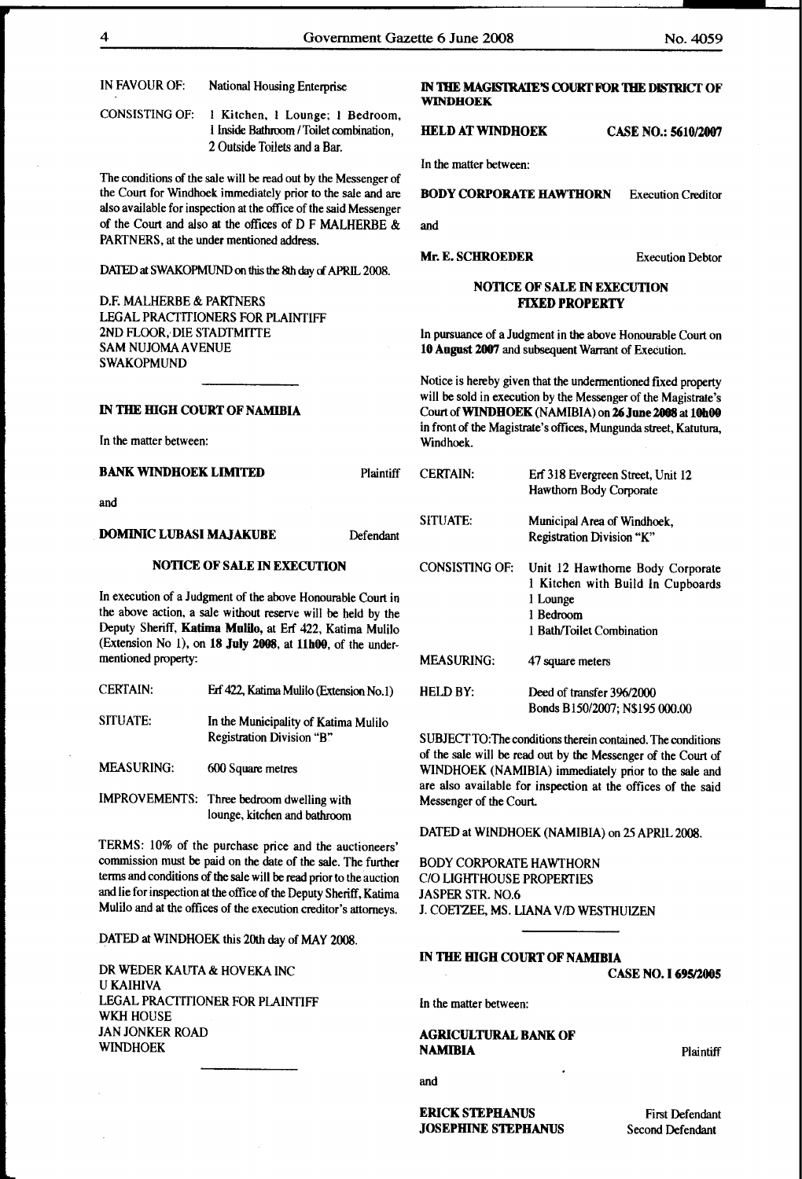| | |
|---|---|
| IN FAVOUR OF: | National Housing Enterprise |
| CONSISTING OF: | 1 Kitchen, 1 Lounge; 1 Bedroom, 1 Inside Bathroom / Toilet combination, 2 Outside Toilets and a Bar. |

The conditions of the sale will be read out by the Messenger of the Court for Windhoek immediately prior to the sale and are also available for inspection at the office of the said Messenger of the Court and also at the offices of D F MALHERBE & PARTNERS, at the under mentioned address.

DATED at SWAKOPMUND on this the 8th day of APRIL 2008.

D.F. MALHERBE & PARTNERS
LEGAL PRACTITIONERS FOR PLAINTIFF
2ND FLOOR, DIE STADTMITTE
SAM NUJOMA AVENUE
SWAKOPMUND

---

**IN THE HIGH COURT OF NAMIBIA**

In the matter between:

**BANK WINDHOEK LIMITED** — Plaintiff

and

**DOMINIC LUBASI MAJAKUBE** — Defendant

**NOTICE OF SALE IN EXECUTION**

In execution of a Judgment of the above Honourable Court in the above action, a sale without reserve will be held by the Deputy Sheriff, **Katima Mulilo**, at Erf 422, Katima Mulilo (Extension No 1), on **18 July 2008**, at **11h00**, of the undermentioned property:

| | |
|---|---|
| CERTAIN: | Erf 422, Katima Mulilo (Extension No.1) |
| SITUATE: | In the Municipality of Katima Mulilo Registration Division "B" |
| MEASURING: | 600 Square metres |
| IMPROVEMENTS: | Three bedroom dwelling with lounge, kitchen and bathroom |

TERMS: 10% of the purchase price and the auctioneers' commission must be paid on the date of the sale. The further terms and conditions of the sale will be read prior to the auction and lie for inspection at the office of the Deputy Sheriff, Katima Mulilo and at the offices of the execution creditor's attorneys.

DATED at WINDHOEK this 20th day of MAY 2008.

DR WEDER KAUTA & HOVEKA INC
U KAIHIVA
LEGAL PRACTITIONER FOR PLAINTIFF
WKH HOUSE
JAN JONKER ROAD
WINDHOEK

---

**IN THE MAGISTRATE'S COURT FOR THE DISTRICT OF WINDHOEK**

**HELD AT WINDHOEK** — **CASE NO.: 5610/2007**

In the matter between:

**BODY CORPORATE HAWTHORN** — Execution Creditor

and

**Mr. E. SCHROEDER** — Execution Debtor

**NOTICE OF SALE IN EXECUTION**
**FIXED PROPERTY**

In pursuance of a Judgment in the above Honourable Court on **10 August 2007** and subsequent Warrant of Execution.

Notice is hereby given that the undermentioned fixed property will be sold in execution by the Messenger of the Magistrate's Court of **WINDHOEK** (NAMIBIA) on **26 June 2008 at 10h00** in front of the Magistrate's offices, Mungunda street, Katutura, Windhoek.

| | |
|---|---|
| CERTAIN: | Erf 318 Evergreen Street, Unit 12 Hawthorn Body Corporate |
| SITUATE: | Municipal Area of Windhoek, Registration Division "K" |
| CONSISTING OF: | Unit 12 Hawthorne Body Corporate<br>1 Kitchen with Build In Cupboards<br>1 Lounge<br>1 Bedroom<br>1 Bath/Toilet Combination |
| MEASURING: | 47 square meters |
| HELD BY: | Deed of transfer 396/2000<br>Bonds B150/2007; N$195 000.00 |

SUBJECT TO: The conditions therein contained. The conditions of the sale will be read out by the Messenger of the Court of WINDHOEK (NAMIBIA) immediately prior to the sale and are also available for inspection at the offices of the said Messenger of the Court.

DATED at WINDHOEK (NAMIBIA) on 25 APRIL 2008.

BODY CORPORATE HAWTHORN
C/O LIGHTHOUSE PROPERTIES
JASPER STR. NO.6
J. COETZEE, MS. LIANA V/D WESTHUIZEN

---

**IN THE HIGH COURT OF NAMIBIA**

**CASE NO. I 695/2005**

In the matter between:

**AGRICULTURAL BANK OF NAMIBIA** — Plaintiff

and

**ERICK STEPHANUS** — First Defendant
**JOSEPHINE STEPHANUS** — Second Defendant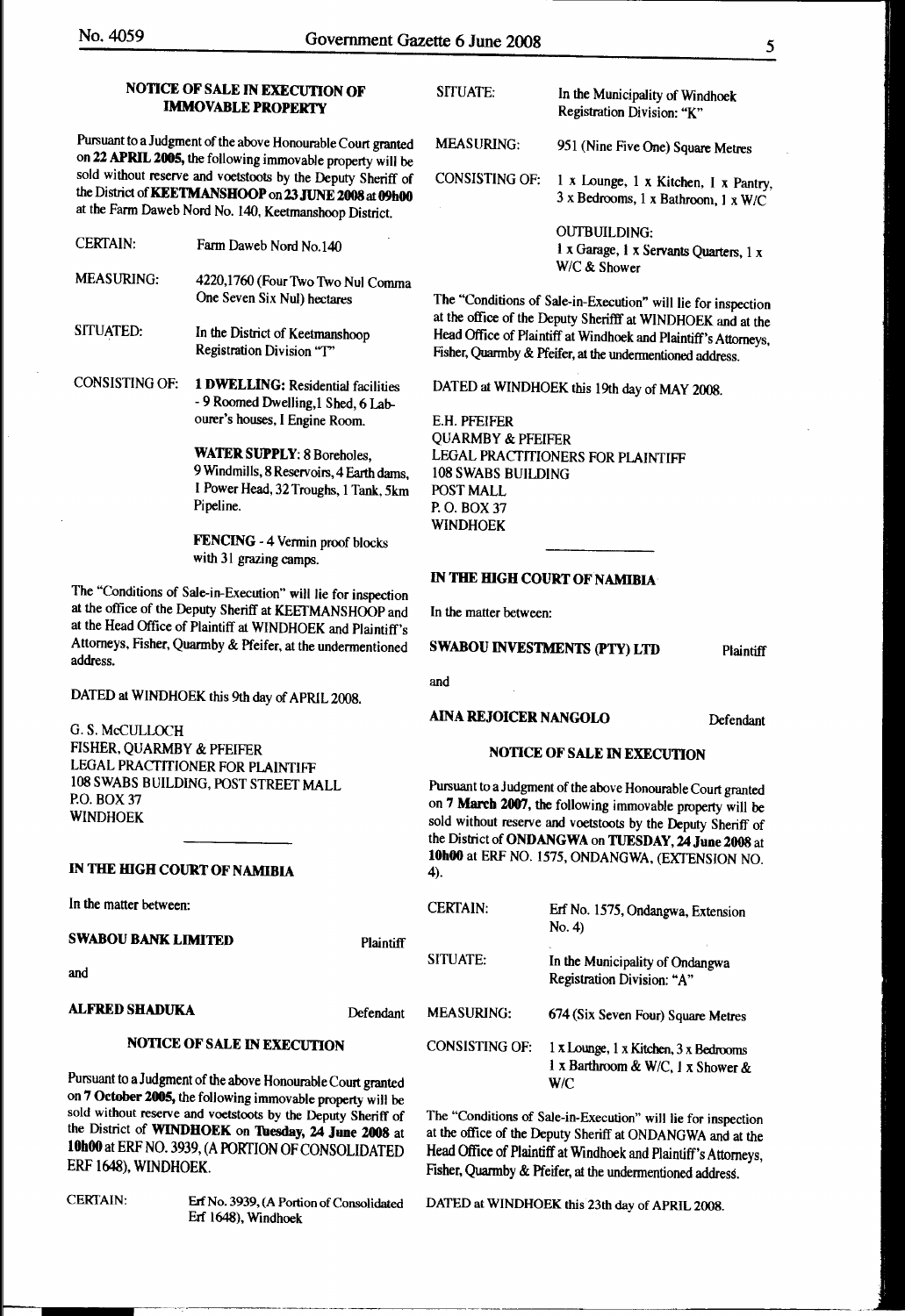## NOTICE OF SALE IN EXECUTION OF IMMOVABLE PROPERTY

Pursuant to a Judgment of the above Honourable Court granted on **22 APRIL 2005**, the following immovable property will be sold without reserve and voetstoots by the Deputy Sheriff of the District of **KEETMANSHOOP** on **23 JUNE 2008** at **09h00** at the Farm Daweb Nord No. 140, Keetmanshoop District.

| | |
|---|---|
| CERTAIN: | Farm Daweb Nord No.140 |
| MEASURING: | 4220,1760 (Four Two Two Nul Comma One Seven Six Nul) hectares |
| SITUATED: | In the District of Keetmanshoop Registration Division "T" |
| CONSISTING OF: | **1 DWELLING:** Residential facilities - 9 Roomed Dwelling,1 Shed, 6 Labourer's houses, 1 Engine Room. |
| | **WATER SUPPLY**: 8 Boreholes, 9 Windmills, 8 Reservoirs, 4 Earth dams, 1 Power Head, 32 Troughs, 1 Tank, 5km Pipeline. |
| | **FENCING** - 4 Vermin proof blocks with 31 grazing camps. |

The "Conditions of Sale-in-Execution" will lie for inspection at the office of the Deputy Sheriff at KEETMANSHOOP and at the Head Office of Plaintiff at WINDHOEK and Plaintiff's Attorneys, Fisher, Quarmby & Pfeifer, at the undermentioned address.

DATED at WINDHOEK this 9th day of APRIL 2008.

G. S. McCULLOCH
FISHER, QUARMBY & PFEIFER
LEGAL PRACTITIONER FOR PLAINTIFF
108 SWABS BUILDING, POST STREET MALL
P.O. BOX 37
WINDHOEK

---

## IN THE HIGH COURT OF NAMIBIA

In the matter between:

**SWABOU BANK LIMITED** Plaintiff

and

**ALFRED SHADUKA** Defendant

### NOTICE OF SALE IN EXECUTION

Pursuant to a Judgment of the above Honourable Court granted on **7 October 2005,** the following immovable property will be sold without reserve and voetstoots by the Deputy Sheriff of the District of **WINDHOEK** on **Tuesday, 24 June 2008** at **10h00** at ERF NO. 3939, (A PORTION OF CONSOLIDATED ERF 1648), WINDHOEK.

| | |
|---|---|
| CERTAIN: | Erf No. 3939, (A Portion of Consolidated Erf 1648), Windhoek |
| SITUATE: | In the Municipality of Windhoek Registration Division: "K" |
| MEASURING: | 951 (Nine Five One) Square Metres |
| CONSISTING OF: | 1 x Lounge, 1 x Kitchen, 1 x Pantry, 3 x Bedrooms, 1 x Bathroom, 1 x W/C |
| | OUTBUILDING: 1 x Garage, 1 x Servants Quarters, 1 x W/C & Shower |

The "Conditions of Sale-in-Execution" will lie for inspection at the office of the Deputy Sherifff at WINDHOEK and at the Head Office of Plaintiff at Windhoek and Plaintiff's Attorneys, Fisher, Quarmby & Pfeifer, at the undermentioned address.

DATED at WINDHOEK this 19th day of MAY 2008.

E.H. PFEIFER
QUARMBY & PFEIFER
LEGAL PRACTITIONERS FOR PLAINTIFF
108 SWABS BUILDING
POST MALL
P. O. BOX 37
WINDHOEK

---

## IN THE HIGH COURT OF NAMIBIA

In the matter between:

**SWABOU INVESTMENTS (PTY) LTD** Plaintiff

and

**AINA REJOICER NANGOLO** Defendant

### NOTICE OF SALE IN EXECUTION

Pursuant to a Judgment of the above Honourable Court granted on **7 March 2007,** the following immovable property will be sold without reserve and voetstoots by the Deputy Sheriff of the District of **ONDANGWA** on **TUESDAY, 24 June 2008** at **10h00** at ERF NO. 1575, ONDANGWA, (EXTENSION NO. 4).

| | |
|---|---|
| CERTAIN: | Erf No. 1575, Ondangwa, Extension No. 4) |
| SITUATE: | In the Municipality of Ondangwa Registration Division: "A" |
| MEASURING: | 674 (Six Seven Four) Square Metres |
| CONSISTING OF: | 1 x Lounge, 1 x Kitchen, 3 x Bedrooms 1 x Barthroom & W/C, 1 x Shower & W/C |

The "Conditions of Sale-in-Execution" will lie for inspection at the office of the Deputy Sheriff at ONDANGWA and at the Head Office of Plaintiff at Windhoek and Plaintiff's Attorneys, Fisher, Quarmby & Pfeifer, at the undermentioned address.

DATED at WINDHOEK this 23th day of APRIL 2008.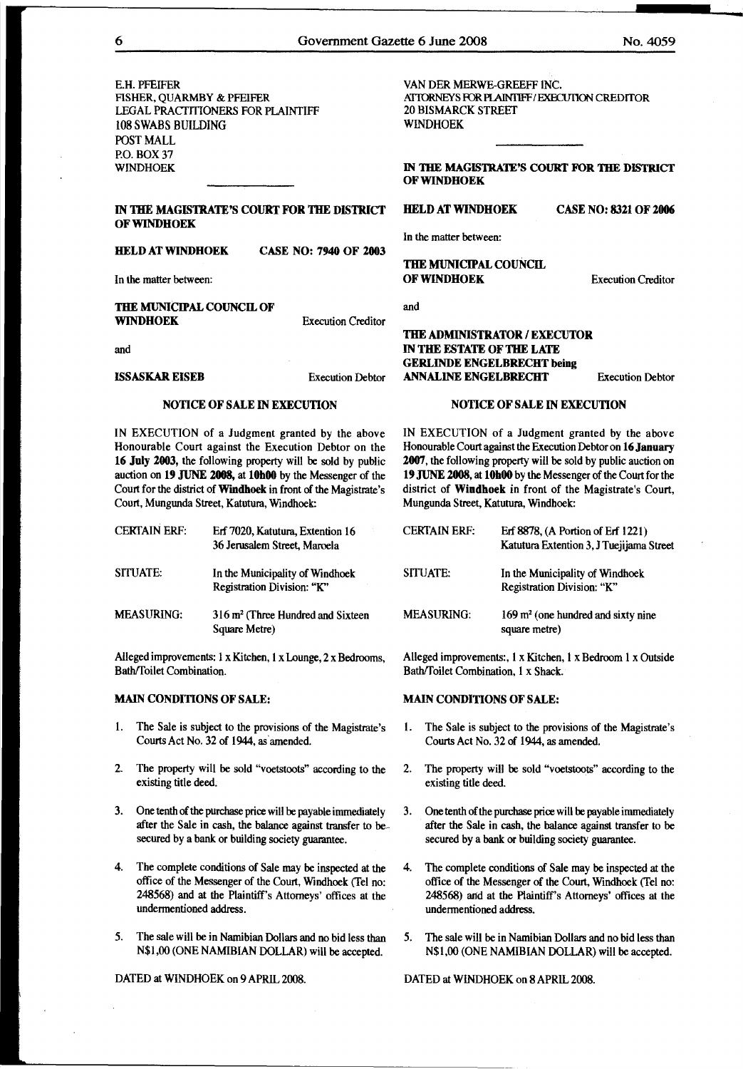E.H. PFEIFER
FISHER, QUARMBY & PFEIFER
LEGAL PRACTITIONERS FOR PLAINTIFF
108 SWABS BUILDING
POST MALL
P.O. BOX 37
WINDHOEK

---

**IN THE MAGISTRATE'S COURT FOR THE DISTRICT OF WINDHOEK**

**HELD AT WINDHOEK CASE NO: 7940 OF 2003**

In the matter between:

**THE MUNICIPAL COUNCIL OF WINDHOEK** Execution Creditor

and

**ISSASKAR EISEB** Execution Debtor

**NOTICE OF SALE IN EXECUTION**

IN EXECUTION of a Judgment granted by the above Honourable Court against the Execution Debtor on the **16 July 2003,** the following property will be sold by public auction on **19 JUNE 2008,** at **10h00** by the Messenger of the Court for the district of **Windhoek** in front of the Magistrate's Court, Mungunda Street, Katutura, Windhoek:

| | |
|---|---|
| CERTAIN ERF: | Erf 7020, Katutura, Extention 16 36 Jerusalem Street, Maroela |
| SITUATE: | In the Municipality of Windhoek Registration Division: "K" |
| MEASURING: | 316 m² (Three Hundred and Sixteen Square Metre) |

Alleged improvements: 1 x Kitchen, 1 x Lounge, 2 x Bedrooms, Bath/Toilet Combination.

**MAIN CONDITIONS OF SALE:**

1. The Sale is subject to the provisions of the Magistrate's Courts Act No. 32 of 1944, as amended.
2. The property will be sold "voetstoots" according to the existing title deed.
3. One tenth of the purchase price will be payable immediately after the Sale in cash, the balance against transfer to be secured by a bank or building society guarantee.
4. The complete conditions of Sale may be inspected at the office of the Messenger of the Court, Windhoek (Tel no: 248568) and at the Plaintiff's Attorneys' offices at the undermentioned address.
5. The sale will be in Namibian Dollars and no bid less than N$1,00 (ONE NAMIBIAN DOLLAR) will be accepted.

DATED at WINDHOEK on 9 APRIL 2008.

VAN DER MERWE-GREEFF INC.
ATTORNEYS FOR PLAINTIFF / EXECUTION CREDITOR
20 BISMARCK STREET
WINDHOEK

---

**IN THE MAGISTRATE'S COURT FOR THE DISTRICT OF WINDHOEK**

**HELD AT WINDHOEK CASE NO: 8321 OF 2006**

In the matter between:

**THE MUNICIPAL COUNCIL OF WINDHOEK** Execution Creditor

and

**THE ADMINISTRATOR / EXECUTOR IN THE ESTATE OF THE LATE GERLINDE ENGELBRECHT being ANNALINE ENGELBRECHT** Execution Debtor

**NOTICE OF SALE IN EXECUTION**

IN EXECUTION of a Judgment granted by the above Honourable Court against the Execution Debtor on **16 January 2007**, the following property will be sold by public auction on **19 JUNE 2008, at 10h00** by the Messenger of the Court for the district of **Windhoek** in front of the Magistrate's Court, Mungunda Street, Katutura, Windhoek:

| | |
|---|---|
| CERTAIN ERF: | Erf 8878, (A Portion of Erf 1221) Katutura Extention 3, J Tuejijama Street |
| SITUATE: | In the Municipality of Windhoek Registration Division: "K" |
| MEASURING: | 169 m² (one hundred and sixty nine square metre) |

Alleged improvements:, 1 x Kitchen, 1 x Bedroom 1 x Outside Bath/Toilet Combination, 1 x Shack.

**MAIN CONDITIONS OF SALE:**

1. The Sale is subject to the provisions of the Magistrate's Courts Act No. 32 of 1944, as amended.
2. The property will be sold "voetstoots" according to the existing title deed.
3. One tenth of the purchase price will be payable immediately after the Sale in cash, the balance against transfer to be secured by a bank or building society guarantee.
4. The complete conditions of Sale may be inspected at the office of the Messenger of the Court, Windhoek (Tel no: 248568) and at the Plaintiff's Attorneys' offices at the undermentioned address.
5. The sale will be in Namibian Dollars and no bid less than N$1,00 (ONE NAMIBIAN DOLLAR) will be accepted.

DATED at WINDHOEK on 8 APRIL 2008.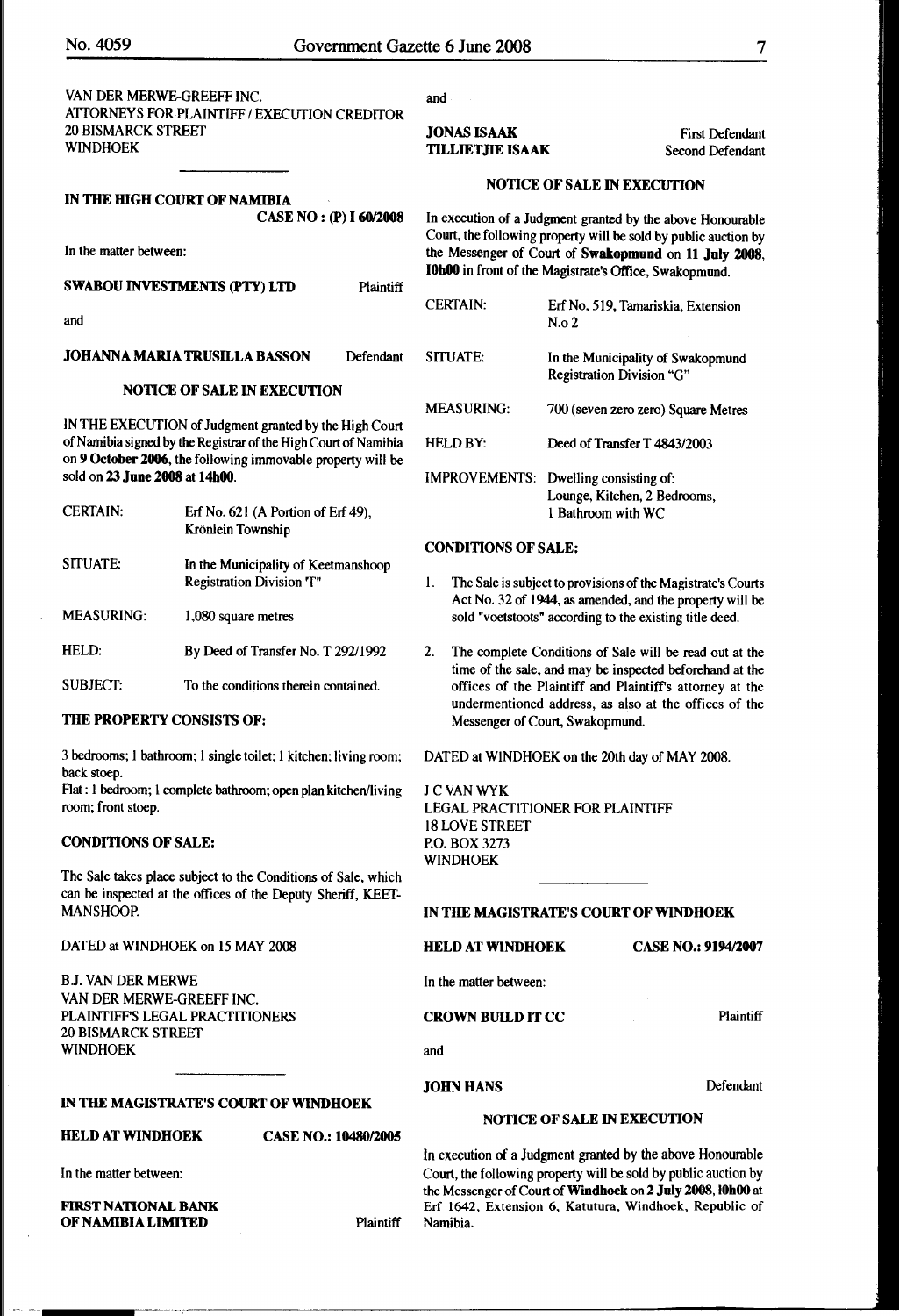VAN DER MERWE-GREEFF INC.
ATTORNEYS FOR PLAINTIFF / EXECUTION CREDITOR
20 BISMARCK STREET
WINDHOEK

---

**IN THE HIGH COURT OF NAMIBIA**

**CASE NO : (P) I 60/2008**

In the matter between:

**SWABOU INVESTMENTS (PTY) LTD** Plaintiff

and

**JOHANNA MARIA TRUSILLA BASSON** Defendant

**NOTICE OF SALE IN EXECUTION**

IN THE EXECUTION of Judgment granted by the High Court of Namibia signed by the Registrar of the High Court of Namibia on **9 October 2006**, the following immovable property will be sold on **23 June 2008 at 14h00**.

| | |
|---|---|
| CERTAIN: | Erf No. 621 (A Portion of Erf 49), Krönlein Township |
| SITUATE: | In the Municipality of Keetmanshoop Registration Division "T" |
| MEASURING: | 1,080 square metres |
| HELD: | By Deed of Transfer No. T 292/1992 |
| SUBJECT: | To the conditions therein contained. |

**THE PROPERTY CONSISTS OF:**

3 bedrooms; 1 bathroom; 1 single toilet; 1 kitchen; living room; back stoep.
Flat : 1 bedroom; 1 complete bathroom; open plan kitchen/living room; front stoep.

**CONDITIONS OF SALE:**

The Sale takes place subject to the Conditions of Sale, which can be inspected at the offices of the Deputy Sheriff, KEETMANSHOOP.

DATED at WINDHOEK on 15 MAY 2008

B.J. VAN DER MERWE
VAN DER MERWE-GREEFF INC.
PLAINTIFF'S LEGAL PRACTITIONERS
20 BISMARCK STREET
WINDHOEK

---

**IN THE MAGISTRATE'S COURT OF WINDHOEK**

**HELD AT WINDHOEK** **CASE NO.: 10480/2005**

In the matter between:

**FIRST NATIONAL BANK OF NAMIBIA LIMITED** Plaintiff

and

**JONAS ISAAK** First Defendant
**TILLIETJIE ISAAK** Second Defendant

**NOTICE OF SALE IN EXECUTION**

In execution of a Judgment granted by the above Honourable Court, the following property will be sold by public auction by the Messenger of Court of **Swakopmund** on **11 July 2008, 10h00** in front of the Magistrate's Office, Swakopmund.

| | |
|---|---|
| CERTAIN: | Erf No, 519, Tamariskia, Extension N.o 2 |
| SITUATE: | In the Municipality of Swakopmund Registration Division "G" |
| MEASURING: | 700 (seven zero zero) Square Metres |
| HELD BY: | Deed of Transfer T 4843/2003 |
| IMPROVEMENTS: | Dwelling consisting of: Lounge, Kitchen, 2 Bedrooms, 1 Bathroom with WC |

**CONDITIONS OF SALE:**

1. The Sale is subject to provisions of the Magistrate's Courts Act No. 32 of 1944, as amended, and the property will be sold "voetstoots" according to the existing title deed.

2. The complete Conditions of Sale will be read out at the time of the sale, and may be inspected beforehand at the offices of the Plaintiff and Plaintiff's attorney at the undermentioned address, as also at the offices of the Messenger of Court, Swakopmund.

DATED at WINDHOEK on the 20th day of MAY 2008.

J C VAN WYK
LEGAL PRACTITIONER FOR PLAINTIFF
18 LOVE STREET
P.O. BOX 3273
WINDHOEK

---

**IN THE MAGISTRATE'S COURT OF WINDHOEK**

**HELD AT WINDHOEK** **CASE NO.: 9194/2007**

In the matter between:

**CROWN BUILD IT CC** Plaintiff

and

**JOHN HANS** Defendant

**NOTICE OF SALE IN EXECUTION**

In execution of a Judgment granted by the above Honourable Court, the following property will be sold by public auction by the Messenger of Court of **Windhoek** on **2 July 2008, 10h00** at Erf 1642, Extension 6, Katutura, Windhoek, Republic of Namibia.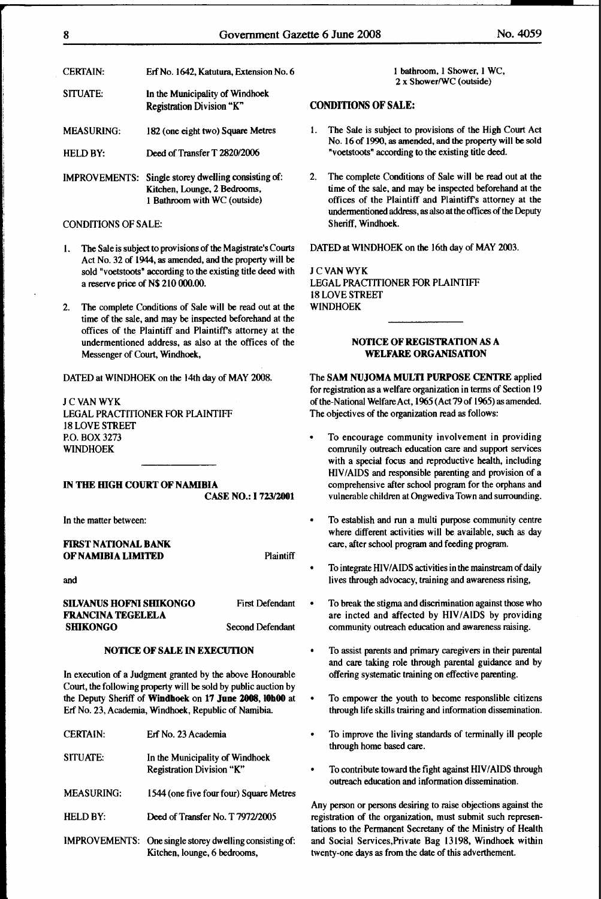| | |
|---|---|
| CERTAIN: | Erf No. 1642, Katutura, Extension No. 6 |
| SITUATE: | In the Municipality of Windhoek Registration Division "K" |
| MEASURING: | 182 (one eight two) Square Metres |
| HELD BY: | Deed of Transfer T 2820/2006 |
| IMPROVEMENTS: | Single storey dwelling consisting of: Kitchen, Lounge, 2 Bedrooms, 1 Bathroom with WC (outside) |

CONDITIONS OF SALE:

1. The Sale is subject to provisions of the Magistrate's Courts Act No. 32 of 1944, as amended, and the property will be sold "voetstoots" according to the existing title deed with a reserve price of N$ 210 000.00.

2. The complete Conditions of Sale will be read out at the time of the sale, and may be inspected beforehand at the offices of the Plaintiff and Plaintiff's attorney at the undermentioned address, as also at the offices of the Messenger of Court, Windhoek,

DATED at WINDHOEK on the 14th day of MAY 2008.

J C VAN WYK
LEGAL PRACTITIONER FOR PLAINTIFF
18 LOVE STREET
P.O. BOX 3273
WINDHOEK

---

**IN THE HIGH COURT OF NAMIBIA**

**CASE NO.: I 723/2001**

In the matter between:

**FIRST NATIONAL BANK OF NAMIBIA LIMITED** — Plaintiff

and

**SILVANUS HOFNI SHIKONGO** — First Defendant
**FRANCINA TEGELELA SHIKONGO** — Second Defendant

**NOTICE OF SALE IN EXECUTION**

In execution of a Judgment granted by the above Honourable Court, the following property will be sold by public auction by the Deputy Sheriff of **Windhoek** on **17 June 2008, 10h00** at Erf No. 23, Academia, Windhoek, Republic of Namibia.

| | |
|---|---|
| CERTAIN: | Erf No. 23 Academia |
| SITUATE: | In the Municipality of Windhoek Registration Division "K" |
| MEASURING: | 1544 (one five four four) Square Metres |
| HELD BY: | Deed of Transfer No. T 7972/2005 |
| IMPROVEMENTS: | One single storey dwelling consisting of: Kitchen, lounge, 6 bedrooms, 1 bathroom, 1 Shower, 1 WC, 2 x Shower/WC (outside) |

**CONDITIONS OF SALE:**

1. The Sale is subject to provisions of the High Court Act No. 16 of 1990, as amended, and the property will be sold "voetstoots" according to the existing title deed.

2. The complete Conditions of Sale will be read out at the time of the sale, and may be inspected beforehand at the offices of the Plaintiff and Plaintiff's attorney at the undermentioned address, as also at the offices of the Deputy Sheriff, Windhoek.

DATED at WINDHOEK on the 16th day of MAY 2003.

J C VAN WYK
LEGAL PRACTITIONER FOR PLAINTIFF
18 LOVE STREET
WINDHOEK

---

**NOTICE OF REGISTRATION AS A WELFARE ORGANISATION**

The **SAM NUJOMA MULTI PURPOSE CENTRE** applied for registration as a welfare organization in terms of Section 19 of the-National Welfare Act, 1965 (Act 79 of 1965) as amended. The objectives of the organization read as follows:

- To encourage community involvement in providing comrunily outreach education care and support services with a special focus and reproductive health, including HIV/AIDS and responsible parenting and provision of a comprehensive after school program for the orphans and vulnerable children at Ongwediva Town and surrounding.

- To establish and run a multi purpose community centre where different activities will be available, such as day care, after school program and feeding program.

- To integrate HIV/AIDS activities in the mainstream of daily lives through advocacy, training and awareness rising,

- To break the stigma and discrimination against those who are incted and affected by HIV/AIDS by providing community outreach education and awareness raising.

- To assist parents and primary caregivers in their parental and care taking role through parental guidance and by offering systematic training on effective parenting.

- To empower the youth to become responslible citizens through life skills trairing and information dissemination.

- To improve the living standards of terminally ill people through home based care.

- To contribute toward the fight against HIV/AIDS through outreach education and information dissemination.

Any person or persons desiring to raise objections against the registration of the organization, must submit such representations to the Permanent Secretany of the Ministry of Health and Social Services,Private Bag 13198, Windhoek within twenty-one days as from the date of this adverthement.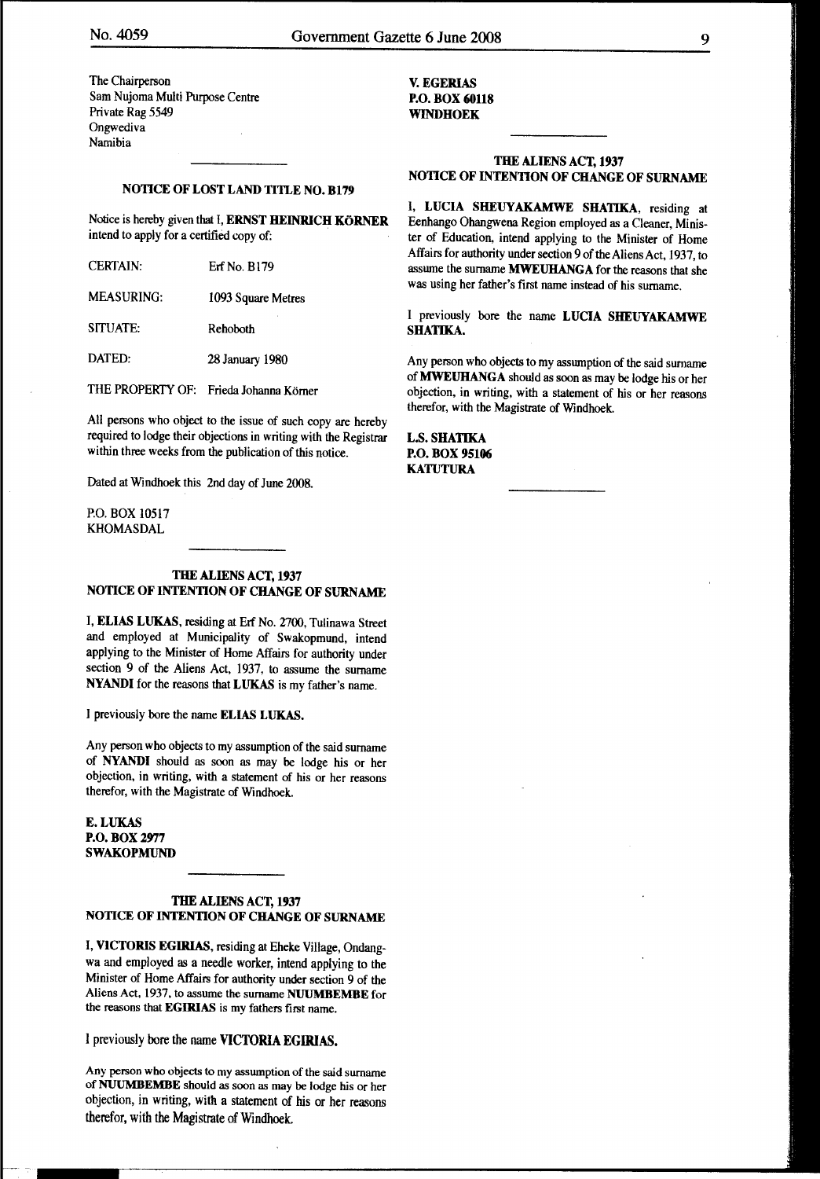The Chairperson
Sam Nujoma Multi Purpose Centre
Private Rag 5549
Ongwediva
Namibia

---

### NOTICE OF LOST LAND TITLE NO. B179

Notice is hereby given that I, **ERNST HEINRICH KÖRNER** intend to apply for a certified copy of:

| | |
|---|---|
| CERTAIN: | Erf No. B179 |
| MEASURING: | 1093 Square Metres |
| SITUATE: | Rehoboth |
| DATED: | 28 January 1980 |
| THE PROPERTY OF: | Frieda Johanna Körner |

All persons who object to the issue of such copy are hereby required to lodge their objections in writing with the Registrar within three weeks from the publication of this notice.

Dated at Windhoek this 2nd day of June 2008.

P.O. BOX 10517
KHOMASDAL

---

### THE ALIENS ACT, 1937
### NOTICE OF INTENTION OF CHANGE OF SURNAME

I, **ELIAS LUKAS**, residing at Erf No. 2700, Tulinawa Street and employed at Municipality of Swakopmund, intend applying to the Minister of Home Affairs for authority under section 9 of the Aliens Act, 1937, to assume the surname **NYANDI** for the reasons that **LUKAS** is my father's name.

I previously bore the name **ELIAS LUKAS.**

Any person who objects to my assumption of the said surname of **NYANDI** should as soon as may be lodge his or her objection, in writing, with a statement of his or her reasons therefor, with the Magistrate of Windhoek.

**E. LUKAS**
**P.O. BOX 2977**
**SWAKOPMUND**

---

### THE ALIENS ACT, 1937
### NOTICE OF INTENTION OF CHANGE OF SURNAME

I, **VICTORIS EGIRIAS**, residing at Eheke Village, Ondangwa and employed as a needle worker, intend applying to the Minister of Home Affairs for authority under section 9 of the Aliens Act, 1937, to assume the surname **NUUMBEMBE** for the reasons that **EGIRIAS** is my fathers first name.

I previously bore the name **VICTORIA EGIRIAS.**

Any person who objects to my assumption of the said surname of **NUUMBEMBE** should as soon as may be lodge his or her objection, in writing, with a statement of his or her reasons therefor, with the Magistrate of Windhoek.

**V. EGERIAS**
**P.O. BOX 60118**
**WINDHOEK**

---

### THE ALIENS ACT, 1937
### NOTICE OF INTENTION OF CHANGE OF SURNAME

I, **LUCIA SHEUYAKAMWE SHATIKA**, residing at Eenhango Ohangwena Region employed as a Cleaner, Minister of Education, intend applying to the Minister of Home Affairs for authority under section 9 of the Aliens Act, 1937, to assume the surname **MWEUHANGA** for the reasons that she was using her father's first name instead of his surname.

I previously bore the name **LUCIA SHEUYAKAMWE SHATIKA.**

Any person who objects to my assumption of the said surname of **MWEUHANGA** should as soon as may be lodge his or her objection, in writing, with a statement of his or her reasons therefor, with the Magistrate of Windhoek.

**L.S. SHATIKA**
**P.O. BOX 95106**
**KATUTURA**